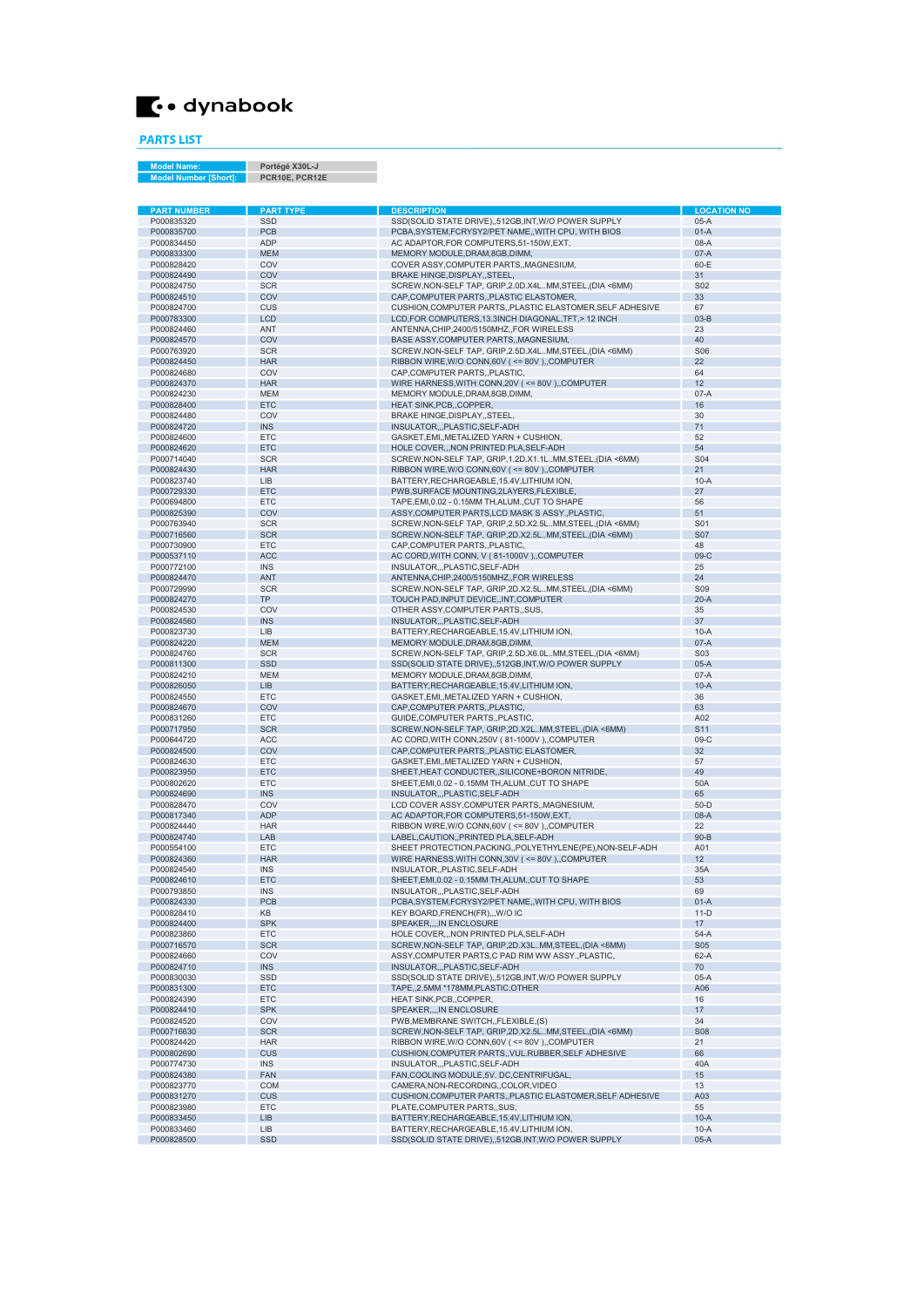dynabook

## PARTS LIST

| Model Name: | Portégé X30L-J |
|---|---|
| Model Number [Short]: | PCR10E, PCR12E |

| PART NUMBER | PART TYPE | DESCRIPTION | LOCATION NO |
|---|---|---|---|
| P000835320 | SSD | SSD(SOLID STATE DRIVE),,512GB,INT,W/O POWER SUPPLY | 05-A |
| P000835700 | PCB | PCBA,SYSTEM,FCRYSY2/PET NAME,,WITH CPU, WITH BIOS | 01-A |
| P000834450 | ADP | AC ADAPTOR,FOR COMPUTERS,51-150W,EXT, | 08-A |
| P000833300 | MEM | MEMORY MODULE,DRAM,8GB,DIMM, | 07-A |
| P000828420 | COV | COVER ASSY,COMPUTER PARTS,,MAGNESIUM, | 60-E |
| P000824490 | COV | BRAKE HINGE,DISPLAY,,STEEL, | 31 |
| P000824750 | SCR | SCREW,NON-SELF TAP, GRIP,2.0D.X4L..MM,STEEL,(DIA <6MM) | S02 |
| P000824510 | COV | CAP,COMPUTER PARTS,,PLASTIC ELASTOMER, | 33 |
| P000824700 | CUS | CUSHION,COMPUTER PARTS,,PLASTIC ELASTOMER,SELF ADHESIVE | 67 |
| P000783300 | LCD | LCD,FOR COMPUTERS,13.3INCH DIAGONAL,TFT,> 12 INCH | 03-B |
| P000824460 | ANT | ANTENNA,CHIP,2400/5150MHZ,,FOR WIRELESS | 23 |
| P000824570 | COV | BASE ASSY,COMPUTER PARTS,,MAGNESIUM, | 40 |
| P000763920 | SCR | SCREW,NON-SELF TAP, GRIP,2.5D.X4L..MM,STEEL,(DIA <6MM) | S06 |
| P000824450 | HAR | RIBBON WIRE,W/O CONN,60V ( <= 80V ),,COMPUTER | 22 |
| P000824680 | COV | CAP,COMPUTER PARTS,,PLASTIC, | 64 |
| P000824370 | HAR | WIRE HARNESS,WITH CONN,20V ( <= 80V ),,COMPUTER | 12 |
| P000824230 | MEM | MEMORY MODULE,DRAM,8GB,DIMM, | 07-A |
| P000828400 | ETC | HEAT SINK,PCB,,COPPER, | 16 |
| P000824480 | COV | BRAKE HINGE,DISPLAY,,STEEL, | 30 |
| P000824720 | INS | INSULATOR,,,PLASTIC,SELF-ADH | 71 |
| P000824600 | ETC | GASKET,EMI,,METALIZED YARN + CUSHION, | 52 |
| P000824620 | ETC | HOLE COVER,,,NON PRINTED PLA,SELF-ADH | 54 |
| P000714040 | SCR | SCREW,NON-SELF TAP, GRIP,1.2D.X1.1L..MM,STEEL,(DIA <6MM) | S04 |
| P000824430 | HAR | RIBBON WIRE,W/O CONN,60V ( <= 80V ),,COMPUTER | 21 |
| P000823740 | LIB | BATTERY,RECHARGEABLE,15.4V,LITHIUM ION, | 10-A |
| P000729330 | ETC | PWB,SURFACE MOUNTING,2LAYERS,FLEXIBLE, | 27 |
| P000694800 | ETC | TAPE,EMI,0.02 - 0.15MM TH,ALUM.,CUT TO SHAPE | 56 |
| P000825390 | COV | ASSY,COMPUTER PARTS,LCD MASK S ASSY.,PLASTIC, | 51 |
| P000763940 | SCR | SCREW,NON-SELF TAP, GRIP,2.5D.X2.5L..MM,STEEL,(DIA <6MM) | S01 |
| P000716560 | SCR | SCREW,NON-SELF TAP, GRIP,2D.X2.5L..MM,STEEL,(DIA <6MM) | S07 |
| P000730900 | ETC | CAP,COMPUTER PARTS,,PLASTIC, | 48 |
| P000537110 | ACC | AC CORD,WITH CONN, V ( 81-1000V ),,COMPUTER | 09-C |
| P000772100 | INS | INSULATOR,,,PLASTIC,SELF-ADH | 25 |
| P000824470 | ANT | ANTENNA,CHIP,2400/5150MHZ,,FOR WIRELESS | 24 |
| P000729990 | SCR | SCREW,NON-SELF TAP, GRIP,2D.X2.5L..MM,STEEL,(DIA <6MM) | S09 |
| P000824270 | TP | TOUCH PAD,INPUT DEVICE,,INT,COMPUTER | 20-A |
| P000824530 | COV | OTHER ASSY,COMPUTER PARTS,,SUS, | 35 |
| P000824560 | INS | INSULATOR,,,PLASTIC,SELF-ADH | 37 |
| P000823730 | LIB | BATTERY,RECHARGEABLE,15.4V,LITHIUM ION, | 10-A |
| P000824220 | MEM | MEMORY MODULE,DRAM,8GB,DIMM, | 07-A |
| P000824760 | SCR | SCREW,NON-SELF TAP, GRIP,2.5D.X6.0L..MM,STEEL,(DIA <6MM) | S03 |
| P000811300 | SSD | SSD(SOLID STATE DRIVE),,512GB,INT,W/O POWER SUPPLY | 05-A |
| P000824210 | MEM | MEMORY MODULE,DRAM,8GB,DIMM, | 07-A |
| P000826050 | LIB | BATTERY,RECHARGEABLE,15.4V,LITHIUM ION, | 10-A |
| P000824550 | ETC | GASKET,EMI,,METALIZED YARN + CUSHION, | 36 |
| P000824670 | COV | CAP,COMPUTER PARTS,,PLASTIC, | 63 |
| P000831260 | ETC | GUIDE,COMPUTER PARTS,,PLASTIC, | A02 |
| P000717950 | SCR | SCREW,NON-SELF TAP, GRIP,2D.X2L..MM,STEEL,(DIA <6MM) | S11 |
| P000644720 | ACC | AC CORD,WITH CONN,250V ( 81-1000V ),,COMPUTER | 09-C |
| P000824500 | COV | CAP,COMPUTER PARTS,,PLASTIC ELASTOMER, | 32 |
| P000824630 | ETC | GASKET,EMI,,METALIZED YARN + CUSHION, | 57 |
| P000823950 | ETC | SHEET,HEAT CONDUCTER,,SILICONE+BORON NITRIDE, | 49 |
| P000802620 | ETC | SHEET,EMI,0.02 - 0.15MM TH,ALUM.,CUT TO SHAPE | 50A |
| P000824690 | INS | INSULATOR,,,PLASTIC,SELF-ADH | 65 |
| P000828470 | COV | LCD COVER ASSY,COMPUTER PARTS,,MAGNESIUM, | 50-D |
| P000817340 | ADP | AC ADAPTOR,FOR COMPUTERS,51-150W,EXT, | 08-A |
| P000824440 | HAR | RIBBON WIRE,W/O CONN,60V ( <= 80V ),,COMPUTER | 22 |
| P000824740 | LAB | LABEL,CAUTION,,PRINTED PLA,SELF-ADH | 90-B |
| P000554100 | ETC | SHEET PROTECTION,PACKING,,POLYETHYLENE(PE),NON-SELF-ADH | A01 |
| P000824360 | HAR | WIRE HARNESS,WITH CONN,30V ( <= 80V ),,COMPUTER | 12 |
| P000824540 | INS | INSULATOR,,PLASTIC,SELF-ADH | 35A |
| P000824610 | ETC | SHEET,EMI,0.02 - 0.15MM TH,ALUM.,CUT TO SHAPE | 53 |
| P000793850 | INS | INSULATOR,,,PLASTIC,SELF-ADH | 69 |
| P000824330 | PCB | PCBA,SYSTEM,FCRYSY2/PET NAME,,WITH CPU, WITH BIOS | 01-A |
| P000828410 | KB | KEY BOARD,FRENCH(FR),,,W/O IC | 11-D |
| P000824400 | SPK | SPEAKER,,,,IN ENCLOSURE | 17 |
| P000823860 | ETC | HOLE COVER,,,NON PRINTED PLA,SELF-ADH | 54-A |
| P000716570 | SCR | SCREW,NON-SELF TAP, GRIP,2D.X3L..MM,STEEL,(DIA <6MM) | S05 |
| P000824660 | COV | ASSY,COMPUTER PARTS,C PAD RIM WW ASSY.,PLASTIC, | 62-A |
| P000824710 | INS | INSULATOR,,,PLASTIC,SELF-ADH | 70 |
| P000830030 | SSD | SSD(SOLID STATE DRIVE),,512GB,INT,W/O POWER SUPPLY | 05-A |
| P000831300 | ETC | TAPE,,2.5MM *178MM,PLASTIC,OTHER | A06 |
| P000824390 | ETC | HEAT SINK,PCB,,COPPER, | 16 |
| P000824410 | SPK | SPEAKER,,,,IN ENCLOSURE | 17 |
| P000824520 | COV | PWB,MEMBRANE SWITCH,,FLEXIBLE,(S) | 34 |
| P000716630 | SCR | SCREW,NON-SELF TAP, GRIP,2D.X2.5L..MM,STEEL,(DIA <6MM) | S08 |
| P000824420 | HAR | RIBBON WIRE,W/O CONN,60V ( <= 80V ),,COMPUTER | 21 |
| P000802690 | CUS | CUSHION,COMPUTER PARTS,,VUL.RUBBER,SELF ADHESIVE | 66 |
| P000774730 | INS | INSULATOR,,,PLASTIC,SELF-ADH | 40A |
| P000824380 | FAN | FAN,COOLING MODULE,5V, DC,CENTRIFUGAL, | 15 |
| P000823770 | COM | CAMERA,NON-RECORDING,,COLOR,VIDEO | 13 |
| P000831270 | CUS | CUSHION,COMPUTER PARTS,,PLASTIC ELASTOMER,SELF ADHESIVE | A03 |
| P000823980 | ETC | PLATE,COMPUTER PARTS,,SUS, | 55 |
| P000833450 | LIB | BATTERY,RECHARGEABLE,15.4V,LITHIUM ION, | 10-A |
| P000833460 | LIB | BATTERY,RECHARGEABLE,15.4V,LITHIUM ION, | 10-A |
| P000828500 | SSD | SSD(SOLID STATE DRIVE),,512GB,INT,W/O POWER SUPPLY | 05-A |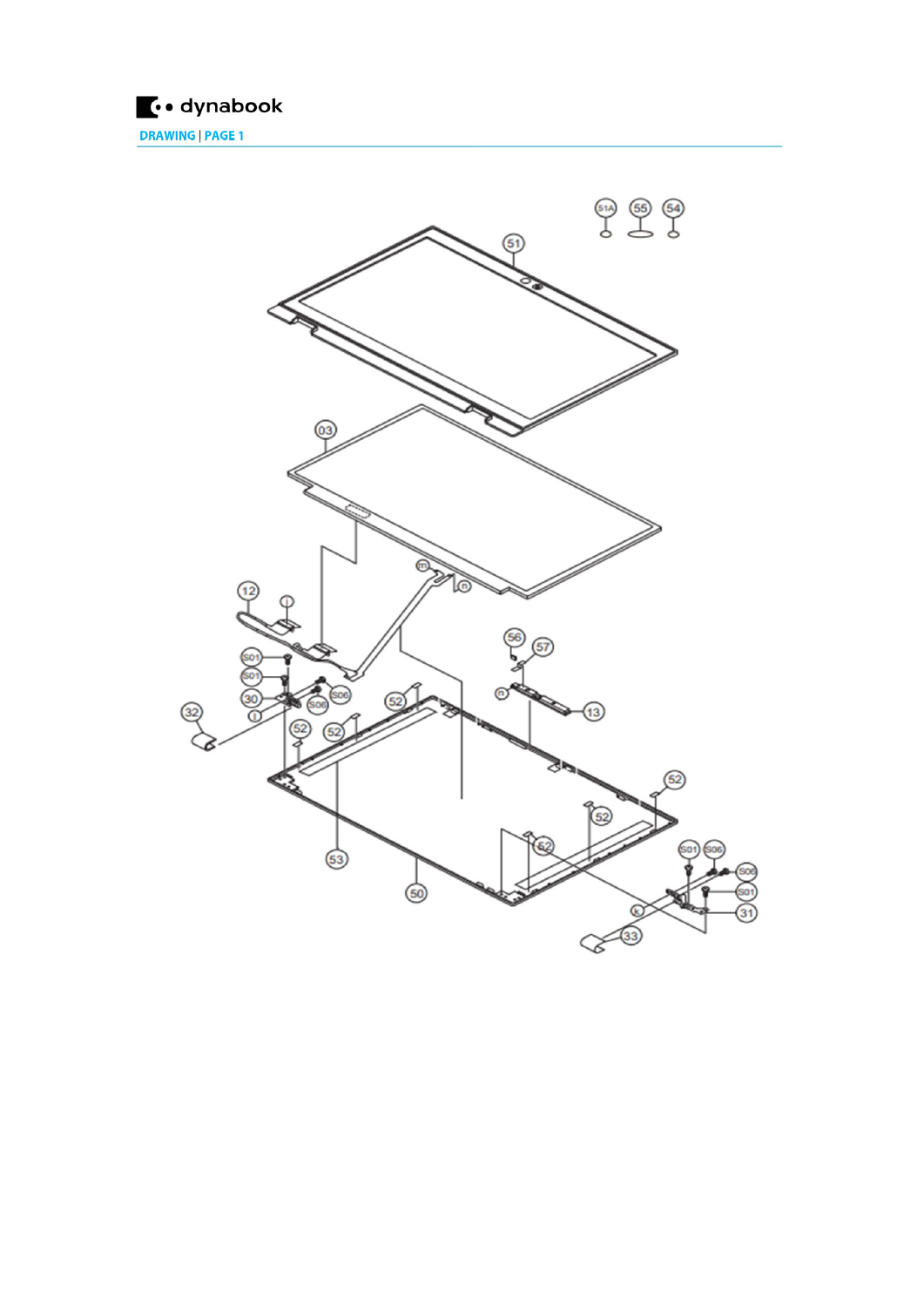# DRAWING | PAGE 1

51A
55
54
51
03
12
m
n
S01
S01
30
S06
S06
32
56
57
n
13
52
52
52
52
52
52
53
50
S01
S06
S06
S01
31
k
33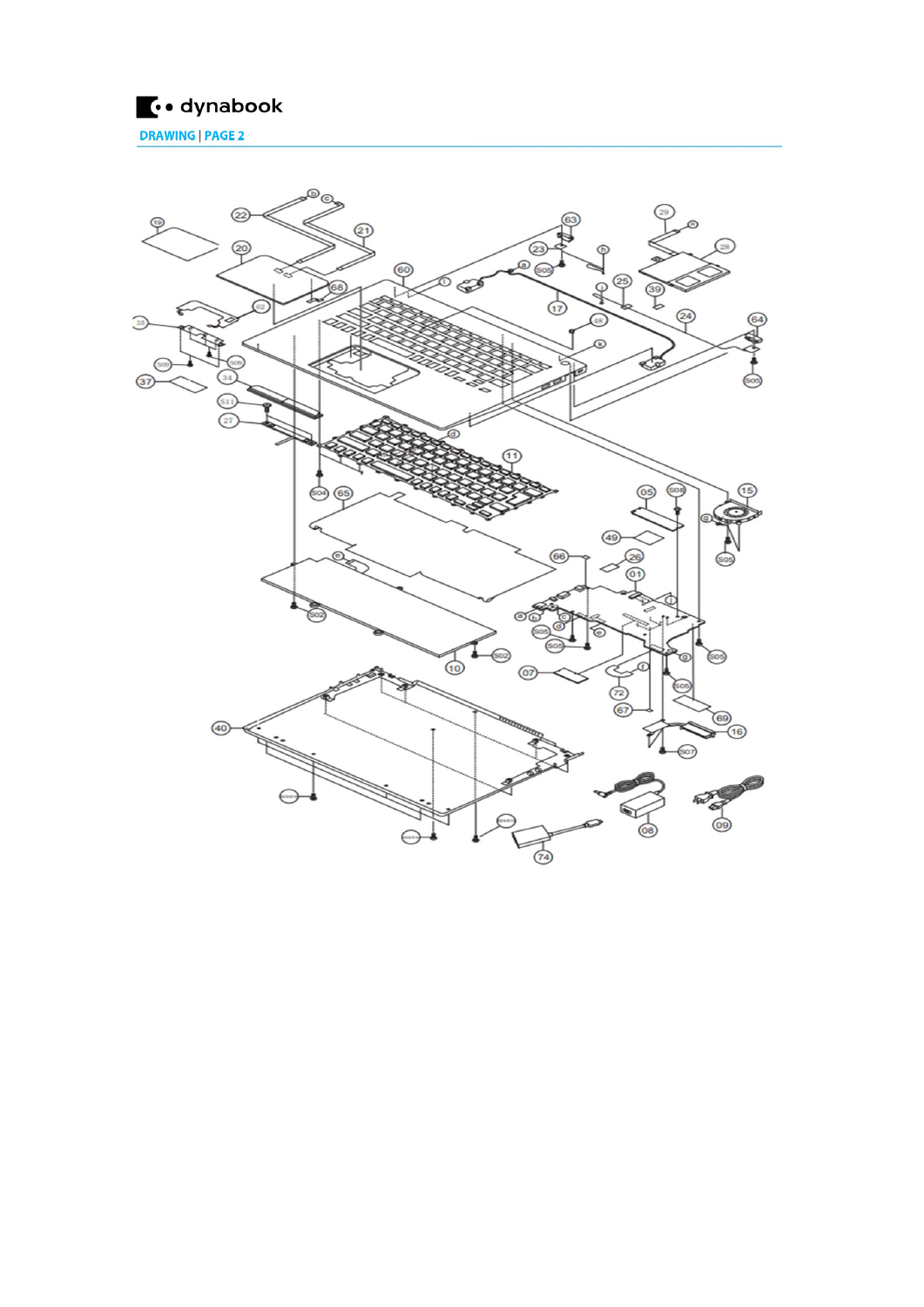DRAWING | PAGE 2